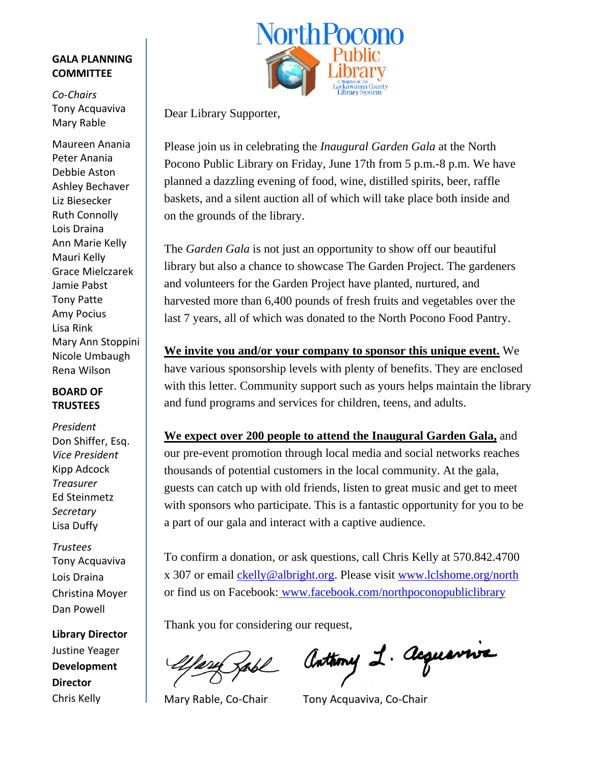North Pocono Public Library
A Member of The Lackawanna County Library System

**GALA PLANNING COMMITTEE**

*Co-Chairs*
Tony Acquaviva
Mary Rable

Maureen Anania
Peter Anania
Debbie Aston
Ashley Bechaver
Liz Biesecker
Ruth Connolly
Lois Draina
Ann Marie Kelly
Mauri Kelly
Grace Mielczarek
Jamie Pabst
Tony Patte
Amy Pocius
Lisa Rink
Mary Ann Stoppini
Nicole Umbaugh
Rena Wilson

**BOARD OF TRUSTEES**

*President*
Don Shiffer, Esq.
*Vice President*
Kipp Adcock
*Treasurer*
Ed Steinmetz
*Secretary*
Lisa Duffy

*Trustees*
Tony Acquaviva
Lois Draina
Christina Moyer
Dan Powell

**Library Director**
Justine Yeager
**Development Director**
Chris Kelly

Dear Library Supporter,

Please join us in celebrating the *Inaugural Garden Gala* at the North Pocono Public Library on Friday, June 17th from 5 p.m.-8 p.m. We have planned a dazzling evening of food, wine, distilled spirits, beer, raffle baskets, and a silent auction all of which will take place both inside and on the grounds of the library.

The *Garden Gala* is not just an opportunity to show off our beautiful library but also a chance to showcase The Garden Project. The gardeners and volunteers for the Garden Project have planted, nurtured, and harvested more than 6,400 pounds of fresh fruits and vegetables over the last 7 years, all of which was donated to the North Pocono Food Pantry.

**We invite you and/or your company to sponsor this unique event.** We have various sponsorship levels with plenty of benefits. They are enclosed with this letter. Community support such as yours helps maintain the library and fund programs and services for children, teens, and adults.

**We expect over 200 people to attend the Inaugural Garden Gala,** and our pre-event promotion through local media and social networks reaches thousands of potential customers in the local community. At the gala, guests can catch up with old friends, listen to great music and get to meet with sponsors who participate. This is a fantastic opportunity for you to be a part of our gala and interact with a captive audience.

To confirm a donation, or ask questions, call Chris Kelly at 570.842.4700 x 307 or email ckelly@albright.org. Please visit www.lclshome.org/north or find us on Facebook: www.facebook.com/northpoconopubliclibrary

Thank you for considering our request,

Mary Rable, Co-Chair

Tony Acquaviva, Co-Chair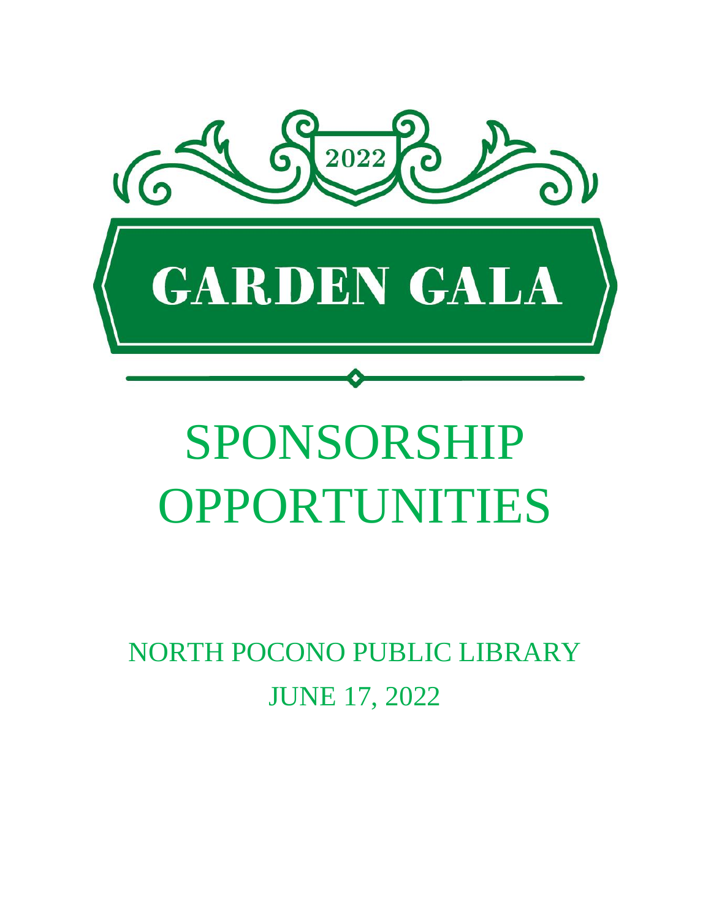2022

# GARDEN GALA

# SPONSORSHIP OPPORTUNITIES

## NORTH POCONO PUBLIC LIBRARY

## JUNE 17, 2022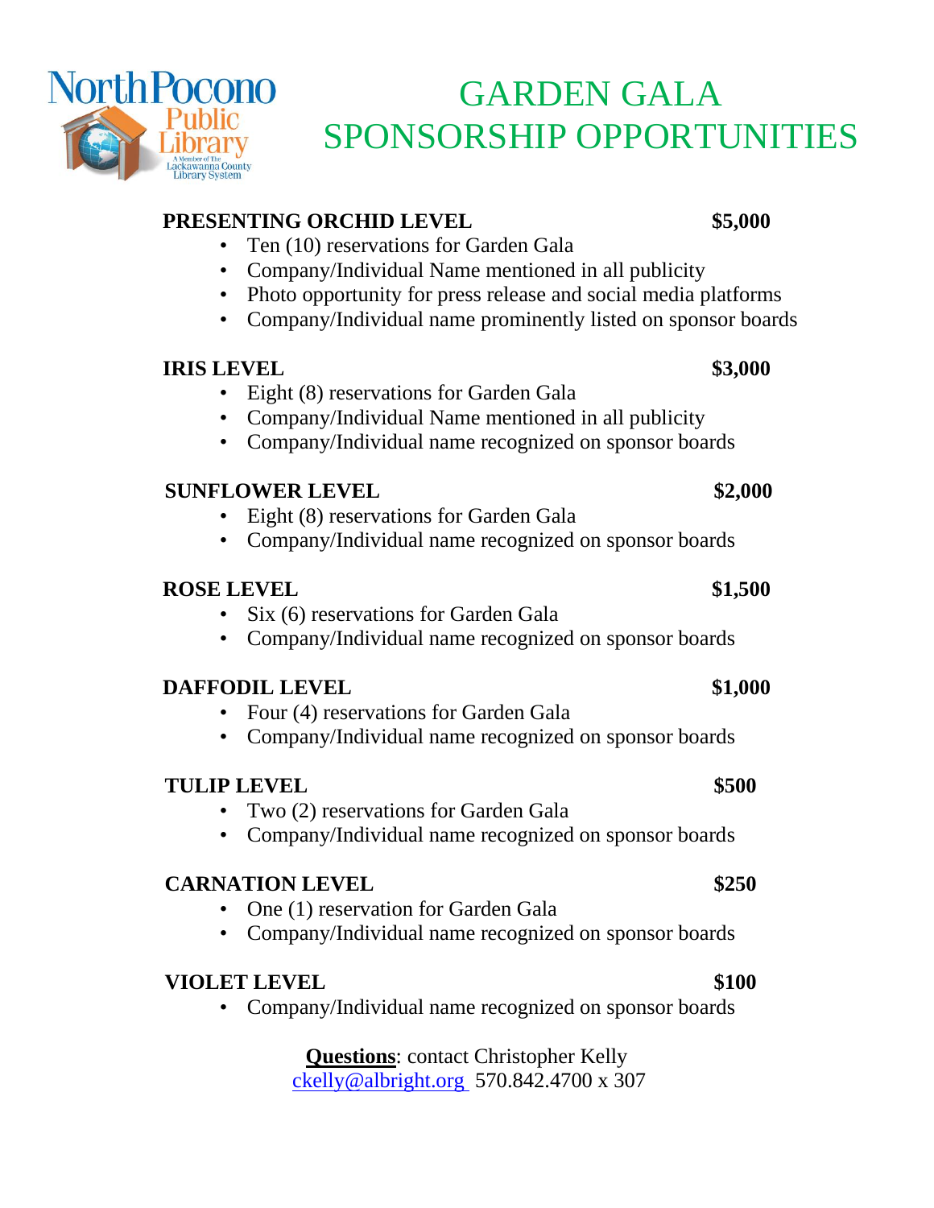North Pocono Public Library
A Member of The Lackawanna County Library System

# GARDEN GALA SPONSORSHIP OPPORTUNITIES

**PRESENTING ORCHID LEVEL** **$5,000**
- Ten (10) reservations for Garden Gala
- Company/Individual Name mentioned in all publicity
- Photo opportunity for press release and social media platforms
- Company/Individual name prominently listed on sponsor boards

**IRIS LEVEL** **$3,000**
- Eight (8) reservations for Garden Gala
- Company/Individual Name mentioned in all publicity
- Company/Individual name recognized on sponsor boards

**SUNFLOWER LEVEL** **$2,000**
- Eight (8) reservations for Garden Gala
- Company/Individual name recognized on sponsor boards

**ROSE LEVEL** **$1,500**
- Six (6) reservations for Garden Gala
- Company/Individual name recognized on sponsor boards

**DAFFODIL LEVEL** **$1,000**
- Four (4) reservations for Garden Gala
- Company/Individual name recognized on sponsor boards

**TULIP LEVEL** **$500**
- Two (2) reservations for Garden Gala
- Company/Individual name recognized on sponsor boards

**CARNATION LEVEL** **$250**
- One (1) reservation for Garden Gala
- Company/Individual name recognized on sponsor boards

**VIOLET LEVEL** **$100**
- Company/Individual name recognized on sponsor boards

**Questions**: contact Christopher Kelly
ckelly@albright.org 570.842.4700 x 307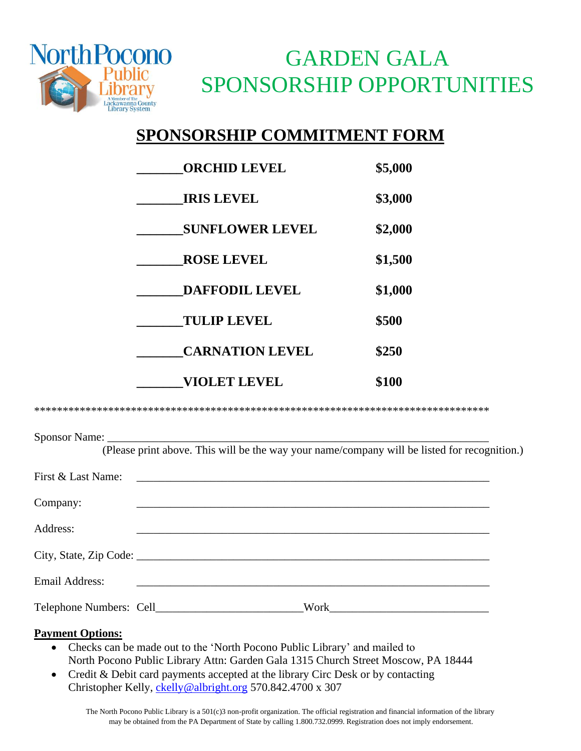North Pocono Public Library
A Member of The Lackawanna County Library System

# GARDEN GALA SPONSORSHIP OPPORTUNITIES

## SPONSORSHIP COMMITMENT FORM

| | |
|---|---|
| _______**ORCHID LEVEL** | **$5,000** |
| _______**IRIS LEVEL** | **$3,000** |
| _______**SUNFLOWER LEVEL** | **$2,000** |
| _______**ROSE LEVEL** | **$1,500** |
| _______**DAFFODIL LEVEL** | **$1,000** |
| _______**TULIP LEVEL** | **$500** |
| _______**CARNATION LEVEL** | **$250** |
| _______**VIOLET LEVEL** | **$100** |

*************************************************************************************

Sponsor Name: ______________________________________________________________

(Please print above. This will be the way your name/company will be listed for recognition.)

First & Last Name: ___________________________________________________________

Company: ___________________________________________________________

Address: ___________________________________________________________

City, State, Zip Code: ___________________________________________________________

Email Address: ___________________________________________________________

Telephone Numbers: Cell_________________________ Work___________________________

**Payment Options:**

- Checks can be made out to the 'North Pocono Public Library' and mailed to North Pocono Public Library Attn: Garden Gala 1315 Church Street Moscow, PA 18444
- Credit & Debit card payments accepted at the library Circ Desk or by contacting Christopher Kelly, ckelly@albright.org 570.842.4700 x 307

The North Pocono Public Library is a 501(c)3 non-profit organization. The official registration and financial information of the library may be obtained from the PA Department of State by calling 1.800.732.0999. Registration does not imply endorsement.